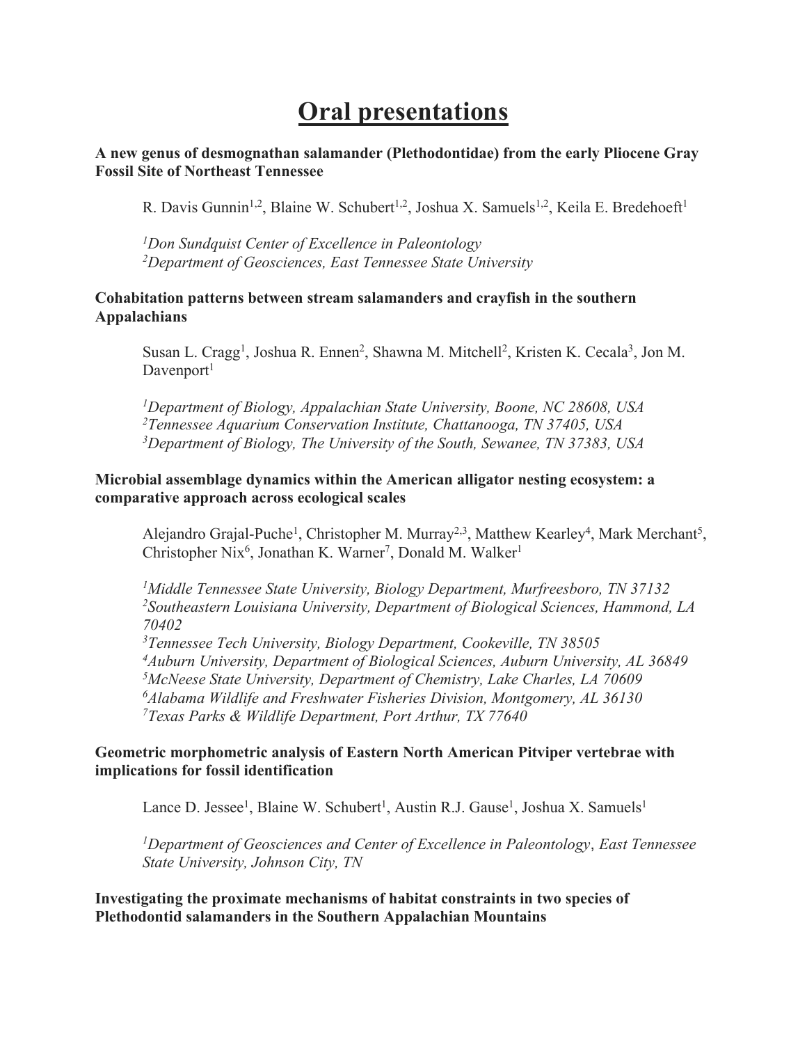# Oral presentations

**A new genus of desmognathan salamander (Plethodontidae) from the early Pliocene Gray Fossil Site of Northeast Tennessee**

R. Davis Gunnin[1,2], Blaine W. Schubert[1,2], Joshua X. Samuels[1,2], Keila E. Bredehoeft[1]

[1]*Don Sundquist Center of Excellence in Paleontology*
[2]*Department of Geosciences, East Tennessee State University*

**Cohabitation patterns between stream salamanders and crayfish in the southern Appalachians**

Susan L. Cragg[1], Joshua R. Ennen[2], Shawna M. Mitchell[2], Kristen K. Cecala[3], Jon M. Davenport[1]

[1]*Department of Biology, Appalachian State University, Boone, NC 28608, USA*
[2]*Tennessee Aquarium Conservation Institute, Chattanooga, TN 37405, USA*
[3]*Department of Biology, The University of the South, Sewanee, TN 37383, USA*

**Microbial assemblage dynamics within the American alligator nesting ecosystem: a comparative approach across ecological scales**

Alejandro Grajal-Puche[1], Christopher M. Murray[2,3], Matthew Kearley[4], Mark Merchant[5], Christopher Nix[6], Jonathan K. Warner[7], Donald M. Walker[1]

[1]*Middle Tennessee State University, Biology Department, Murfreesboro, TN 37132*
[2]*Southeastern Louisiana University, Department of Biological Sciences, Hammond, LA 70402*
[3]*Tennessee Tech University, Biology Department, Cookeville, TN 38505*
[4]*Auburn University, Department of Biological Sciences, Auburn University, AL 36849*
[5]*McNeese State University, Department of Chemistry, Lake Charles, LA 70609*
[6]*Alabama Wildlife and Freshwater Fisheries Division, Montgomery, AL 36130*
[7]*Texas Parks & Wildlife Department, Port Arthur, TX 77640*

**Geometric morphometric analysis of Eastern North American Pitviper vertebrae with implications for fossil identification**

Lance D. Jessee[1], Blaine W. Schubert[1], Austin R.J. Gause[1], Joshua X. Samuels[1]

[1]*Department of Geosciences and Center of Excellence in Paleontology*, *East Tennessee State University, Johnson City, TN*

**Investigating the proximate mechanisms of habitat constraints in two species of Plethodontid salamanders in the Southern Appalachian Mountains**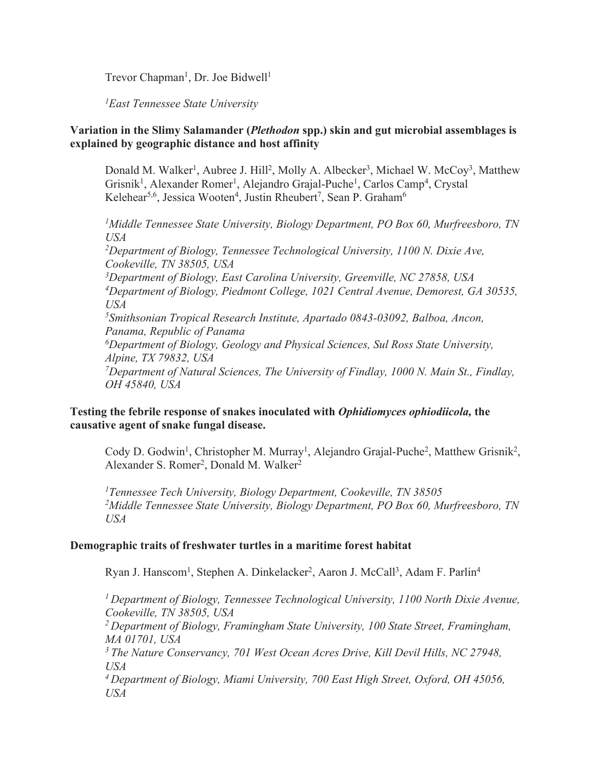Trevor Chapman[1], Dr. Joe Bidwell[1]

*[1]East Tennessee State University*

**Variation in the Slimy Salamander (*Plethodon* spp.) skin and gut microbial assemblages is explained by geographic distance and host affinity**

Donald M. Walker[1], Aubree J. Hill[2], Molly A. Albecker[3], Michael W. McCoy[3], Matthew Grisnik[1], Alexander Romer[1], Alejandro Grajal-Puche[1], Carlos Camp[4], Crystal Kelehear[5,6], Jessica Wooten[4], Justin Rheubert[7], Sean P. Graham[6]

*[1]Middle Tennessee State University, Biology Department, PO Box 60, Murfreesboro, TN USA*
*[2]Department of Biology, Tennessee Technological University, 1100 N. Dixie Ave, Cookeville, TN 38505, USA*
*[3]Department of Biology, East Carolina University, Greenville, NC 27858, USA*
*[4]Department of Biology, Piedmont College, 1021 Central Avenue, Demorest, GA 30535, USA*
*[5]Smithsonian Tropical Research Institute, Apartado 0843-03092, Balboa, Ancon, Panama, Republic of Panama*
*[6]Department of Biology, Geology and Physical Sciences, Sul Ross State University, Alpine, TX 79832, USA*
*[7]Department of Natural Sciences, The University of Findlay, 1000 N. Main St., Findlay, OH 45840, USA*

**Testing the febrile response of snakes inoculated with *Ophidiomyces ophiodiicola*, the causative agent of snake fungal disease.**

Cody D. Godwin[1], Christopher M. Murray[1], Alejandro Grajal-Puche[2], Matthew Grisnik[2], Alexander S. Romer[2], Donald M. Walker[2]

*[1]Tennessee Tech University, Biology Department, Cookeville, TN 38505*
*[2]Middle Tennessee State University, Biology Department, PO Box 60, Murfreesboro, TN USA*

**Demographic traits of freshwater turtles in a maritime forest habitat**

Ryan J. Hanscom[1], Stephen A. Dinkelacker[2], Aaron J. McCall[3], Adam F. Parlin[4]

*[1] Department of Biology, Tennessee Technological University, 1100 North Dixie Avenue, Cookeville, TN 38505, USA*
*[2] Department of Biology, Framingham State University, 100 State Street, Framingham, MA 01701, USA*
*[3] The Nature Conservancy, 701 West Ocean Acres Drive, Kill Devil Hills, NC 27948, USA*
*[4] Department of Biology, Miami University, 700 East High Street, Oxford, OH 45056, USA*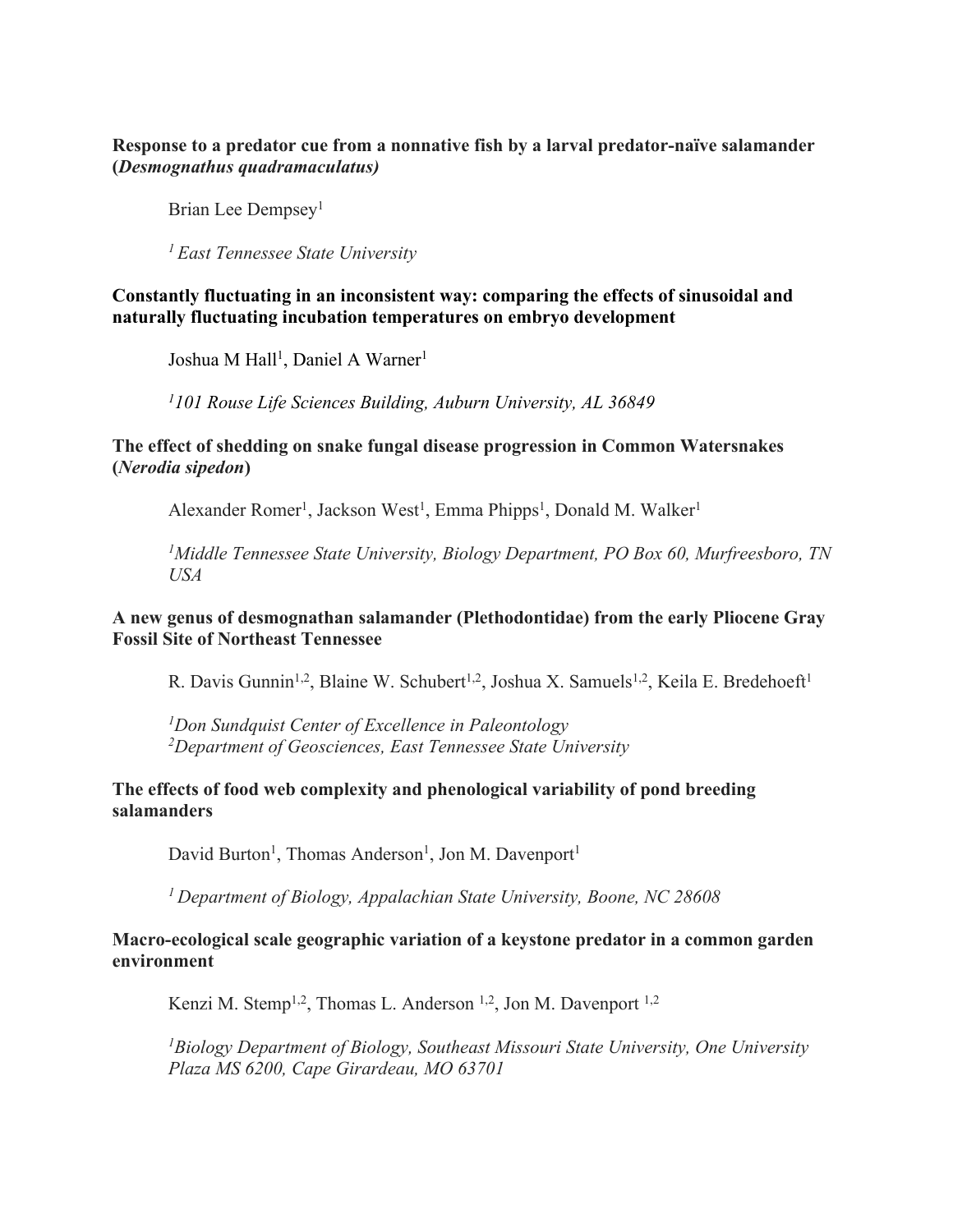**Response to a predator cue from a nonnative fish by a larval predator-naïve salamander (*Desmognathus quadramaculatus*)**

Brian Lee Dempsey[1]

*[1] East Tennessee State University*

**Constantly fluctuating in an inconsistent way: comparing the effects of sinusoidal and naturally fluctuating incubation temperatures on embryo development**

Joshua M Hall[1], Daniel A Warner[1]

*[1]101 Rouse Life Sciences Building, Auburn University, AL 36849*

**The effect of shedding on snake fungal disease progression in Common Watersnakes (*Nerodia sipedon*)**

Alexander Romer[1], Jackson West[1], Emma Phipps[1], Donald M. Walker[1]

*[1]Middle Tennessee State University, Biology Department, PO Box 60, Murfreesboro, TN USA*

**A new genus of desmognathan salamander (Plethodontidae) from the early Pliocene Gray Fossil Site of Northeast Tennessee**

R. Davis Gunnin[1,2], Blaine W. Schubert[1,2], Joshua X. Samuels[1,2], Keila E. Bredehoeft[1]

*[1]Don Sundquist Center of Excellence in Paleontology*
*[2]Department of Geosciences, East Tennessee State University*

**The effects of food web complexity and phenological variability of pond breeding salamanders**

David Burton[1], Thomas Anderson[1], Jon M. Davenport[1]

*[1] Department of Biology, Appalachian State University, Boone, NC 28608*

**Macro-ecological scale geographic variation of a keystone predator in a common garden environment**

Kenzi M. Stemp[1,2], Thomas L. Anderson [1,2], Jon M. Davenport [1,2]

*[1]Biology Department of Biology, Southeast Missouri State University, One University Plaza MS 6200, Cape Girardeau, MO 63701*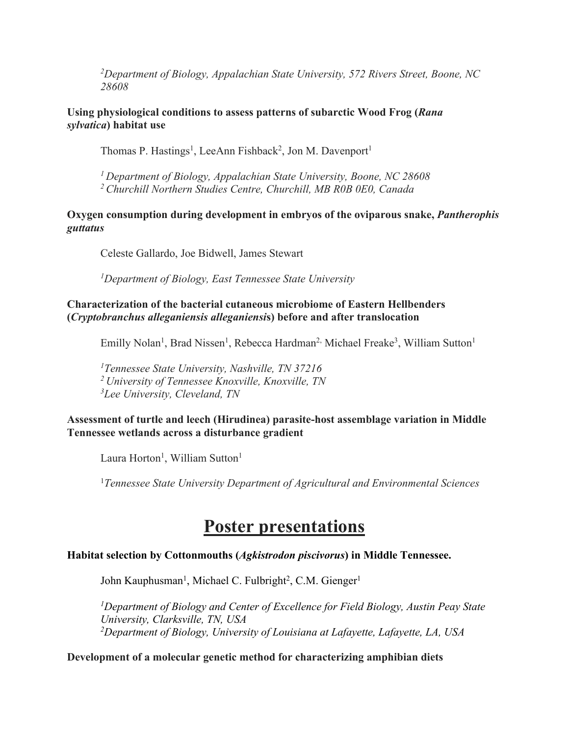[2]*Department of Biology, Appalachian State University, 572 Rivers Street, Boone, NC 28608*

**Using physiological conditions to assess patterns of subarctic Wood Frog (*Rana sylvatica*) habitat use**

Thomas P. Hastings[1], LeeAnn Fishback[2], Jon M. Davenport[1]

[1] *Department of Biology, Appalachian State University, Boone, NC 28608*
[2] *Churchill Northern Studies Centre, Churchill, MB R0B 0E0, Canada*

**Oxygen consumption during development in embryos of the oviparous snake, *Pantherophis guttatus***

Celeste Gallardo, Joe Bidwell, James Stewart

[1]*Department of Biology, East Tennessee State University*

**Characterization of the bacterial cutaneous microbiome of Eastern Hellbenders (*Cryptobranchus alleganiensis alleganiensis*) before and after translocation**

Emilly Nolan[1], Brad Nissen[1], Rebecca Hardman[2], Michael Freake[3], William Sutton[1]

[1]*Tennessee State University, Nashville, TN 37216*
[2] *University of Tennessee Knoxville, Knoxville, TN*
[3]*Lee University, Cleveland, TN*

**Assessment of turtle and leech (Hirudinea) parasite-host assemblage variation in Middle Tennessee wetlands across a disturbance gradient**

Laura Horton[1], William Sutton[1]

[1]*Tennessee State University Department of Agricultural and Environmental Sciences*

# Poster presentations

**Habitat selection by Cottonmouths (*Agkistrodon piscivorus*) in Middle Tennessee.**

John Kauphusman[1], Michael C. Fulbright[2], C.M. Gienger[1]

[1]*Department of Biology and Center of Excellence for Field Biology, Austin Peay State University, Clarksville, TN, USA*
[2]*Department of Biology, University of Louisiana at Lafayette, Lafayette, LA, USA*

**Development of a molecular genetic method for characterizing amphibian diets**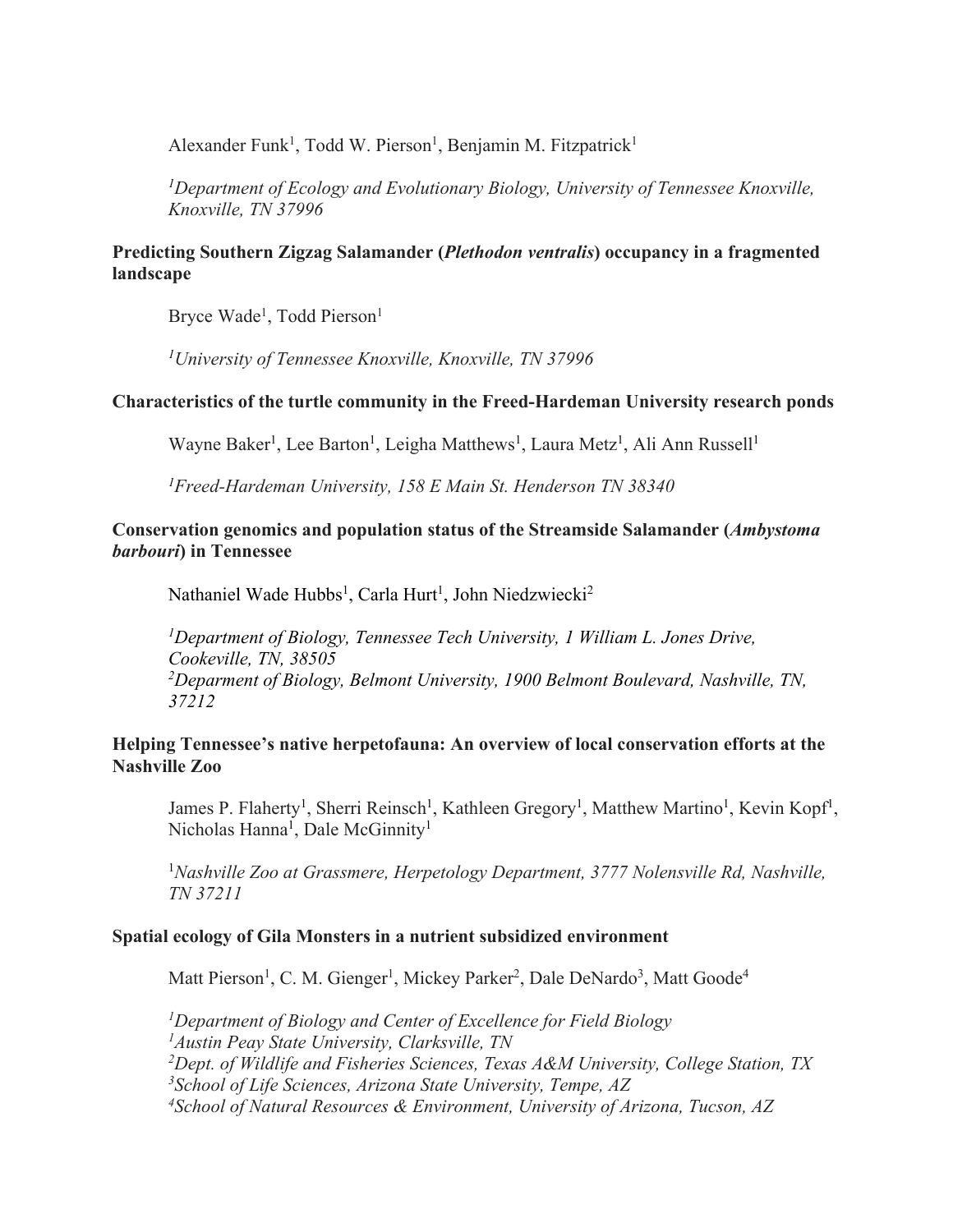Alexander Funk[1], Todd W. Pierson[1], Benjamin M. Fitzpatrick[1]

*[1]Department of Ecology and Evolutionary Biology, University of Tennessee Knoxville, Knoxville, TN 37996*

**Predicting Southern Zigzag Salamander (*Plethodon ventralis*) occupancy in a fragmented landscape**

Bryce Wade[1], Todd Pierson[1]

*[1]University of Tennessee Knoxville, Knoxville, TN 37996*

**Characteristics of the turtle community in the Freed-Hardeman University research ponds**

Wayne Baker[1], Lee Barton[1], Leigha Matthews[1], Laura Metz[1], Ali Ann Russell[1]

*[1]Freed-Hardeman University, 158 E Main St. Henderson TN 38340*

**Conservation genomics and population status of the Streamside Salamander (*Ambystoma barbouri*) in Tennessee**

Nathaniel Wade Hubbs[1], Carla Hurt[1], John Niedzwiecki[2]

*[1]Department of Biology, Tennessee Tech University, 1 William L. Jones Drive, Cookeville, TN, 38505*
*[2]Deparment of Biology, Belmont University, 1900 Belmont Boulevard, Nashville, TN, 37212*

**Helping Tennessee's native herpetofauna: An overview of local conservation efforts at the Nashville Zoo**

James P. Flaherty[1], Sherri Reinsch[1], Kathleen Gregory[1], Matthew Martino[1], Kevin Kopf[1], Nicholas Hanna[1], Dale McGinnity[1]

*[1]Nashville Zoo at Grassmere, Herpetology Department, 3777 Nolensville Rd, Nashville, TN 37211*

**Spatial ecology of Gila Monsters in a nutrient subsidized environment**

Matt Pierson[1], C. M. Gienger[1], Mickey Parker[2], Dale DeNardo[3], Matt Goode[4]

*[1]Department of Biology and Center of Excellence for Field Biology*
*[1]Austin Peay State University, Clarksville, TN*
*[2]Dept. of Wildlife and Fisheries Sciences, Texas A&M University, College Station, TX*
*[3]School of Life Sciences, Arizona State University, Tempe, AZ*
*[4]School of Natural Resources & Environment, University of Arizona, Tucson, AZ*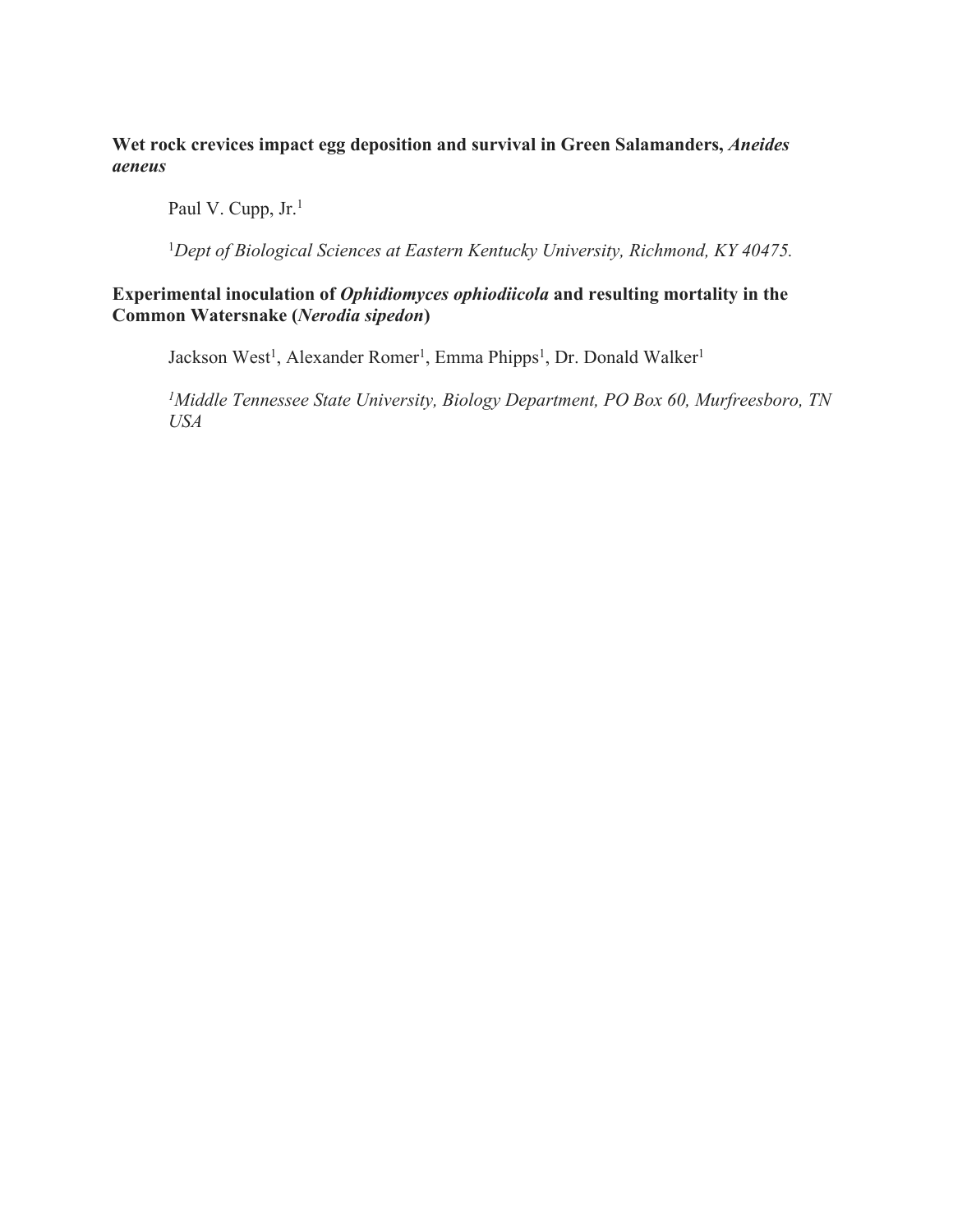**Wet rock crevices impact egg deposition and survival in Green Salamanders, *Aneides aeneus***

Paul V. Cupp, Jr.[1]

[1]*Dept of Biological Sciences at Eastern Kentucky University, Richmond, KY 40475.*

**Experimental inoculation of *Ophidiomyces ophiodiicola* and resulting mortality in the Common Watersnake (*Nerodia sipedon*)**

Jackson West[1], Alexander Romer[1], Emma Phipps[1], Dr. Donald Walker[1]

[1]*Middle Tennessee State University, Biology Department, PO Box 60, Murfreesboro, TN USA*